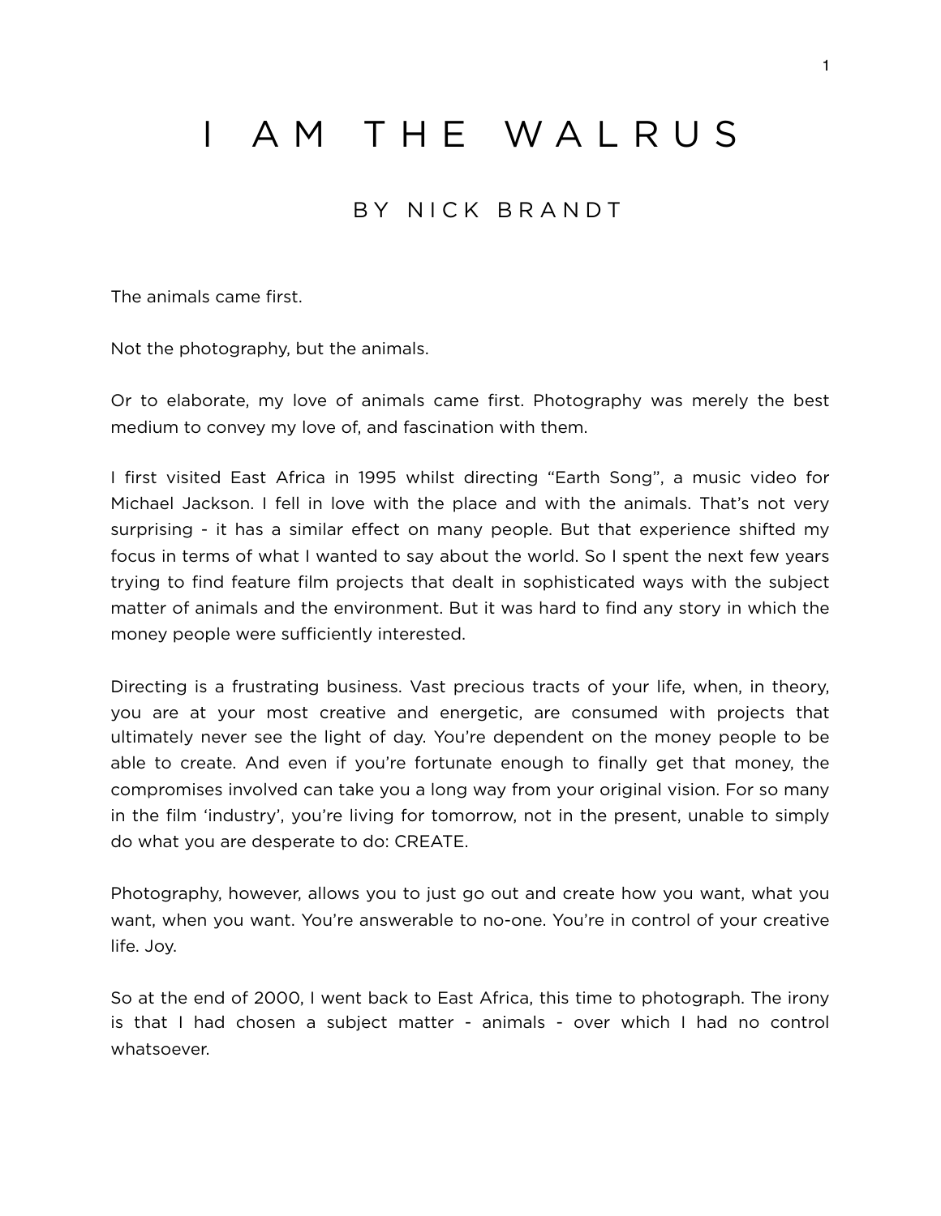# I AM THE WALRUS

## BY NICK BRANDT

The animals came first.

Not the photography, but the animals.

Or to elaborate, my love of animals came first. Photography was merely the best medium to convey my love of, and fascination with them.

I first visited East Africa in 1995 whilst directing "Earth Song", a music video for Michael Jackson. I fell in love with the place and with the animals. That's not very surprising - it has a similar effect on many people. But that experience shifted my focus in terms of what I wanted to say about the world. So I spent the next few years trying to find feature film projects that dealt in sophisticated ways with the subject matter of animals and the environment. But it was hard to find any story in which the money people were sufficiently interested.

Directing is a frustrating business. Vast precious tracts of your life, when, in theory, you are at your most creative and energetic, are consumed with projects that ultimately never see the light of day. You're dependent on the money people to be able to create. And even if you're fortunate enough to finally get that money, the compromises involved can take you a long way from your original vision. For so many in the film 'industry', you're living for tomorrow, not in the present, unable to simply do what you are desperate to do: CREATE.

Photography, however, allows you to just go out and create how you want, what you want, when you want. You're answerable to no-one. You're in control of your creative life. Joy.

So at the end of 2000, I went back to East Africa, this time to photograph. The irony is that I had chosen a subject matter - animals - over which I had no control whatsoever.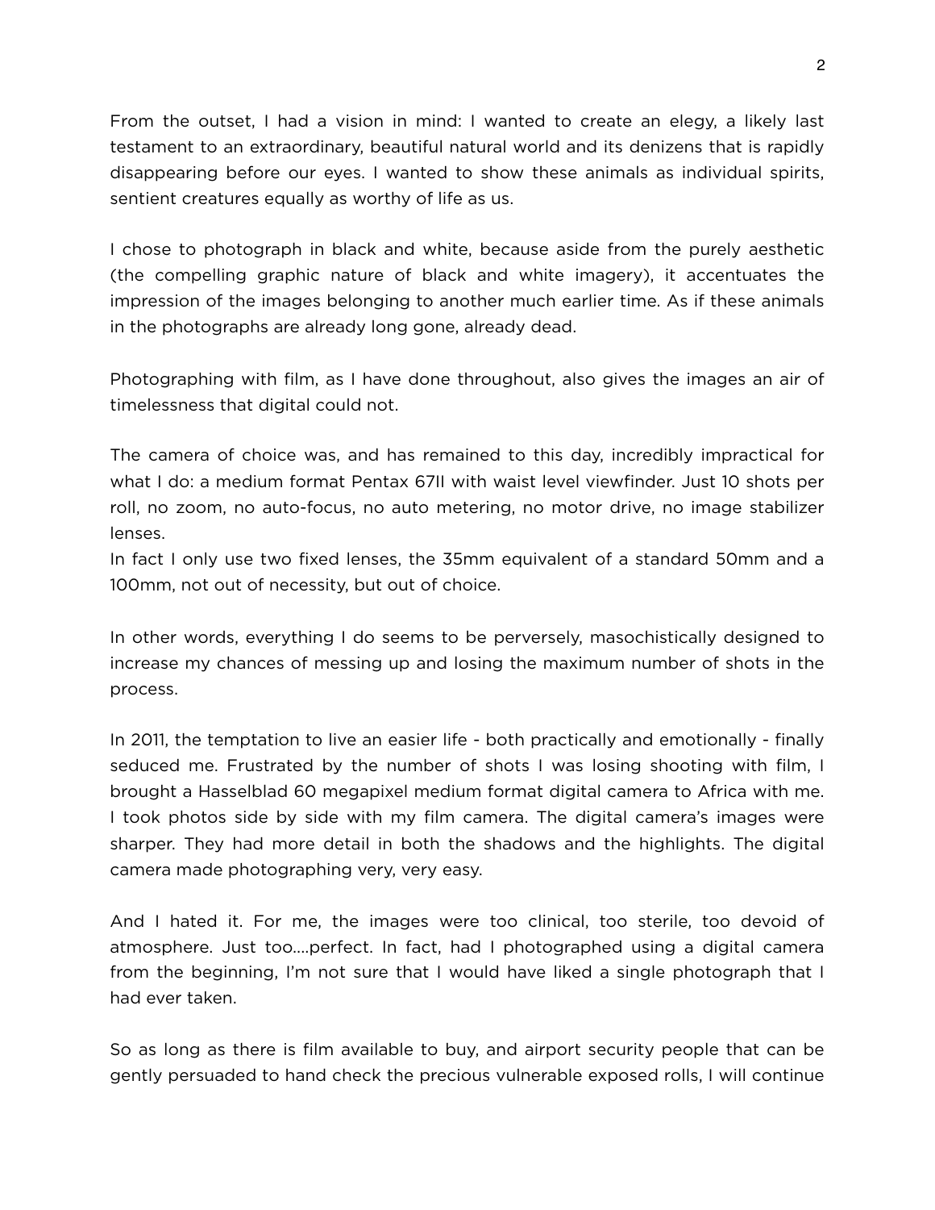From the outset, I had a vision in mind: I wanted to create an elegy, a likely last testament to an extraordinary, beautiful natural world and its denizens that is rapidly disappearing before our eyes. I wanted to show these animals as individual spirits, sentient creatures equally as worthy of life as us.

I chose to photograph in black and white, because aside from the purely aesthetic (the compelling graphic nature of black and white imagery), it accentuates the impression of the images belonging to another much earlier time. As if these animals in the photographs are already long gone, already dead.

Photographing with film, as I have done throughout, also gives the images an air of timelessness that digital could not.

The camera of choice was, and has remained to this day, incredibly impractical for what I do: a medium format Pentax 67II with waist level viewfinder. Just 10 shots per roll, no zoom, no auto-focus, no auto metering, no motor drive, no image stabilizer lenses.
In fact I only use two fixed lenses, the 35mm equivalent of a standard 50mm and a 100mm, not out of necessity, but out of choice.

In other words, everything I do seems to be perversely, masochistically designed to increase my chances of messing up and losing the maximum number of shots in the process.

In 2011, the temptation to live an easier life - both practically and emotionally - finally seduced me. Frustrated by the number of shots I was losing shooting with film, I brought a Hasselblad 60 megapixel medium format digital camera to Africa with me. I took photos side by side with my film camera. The digital camera's images were sharper. They had more detail in both the shadows and the highlights. The digital camera made photographing very, very easy.

And I hated it. For me, the images were too clinical, too sterile, too devoid of atmosphere. Just too....perfect. In fact, had I photographed using a digital camera from the beginning, I'm not sure that I would have liked a single photograph that I had ever taken.

So as long as there is film available to buy, and airport security people that can be gently persuaded to hand check the precious vulnerable exposed rolls, I will continue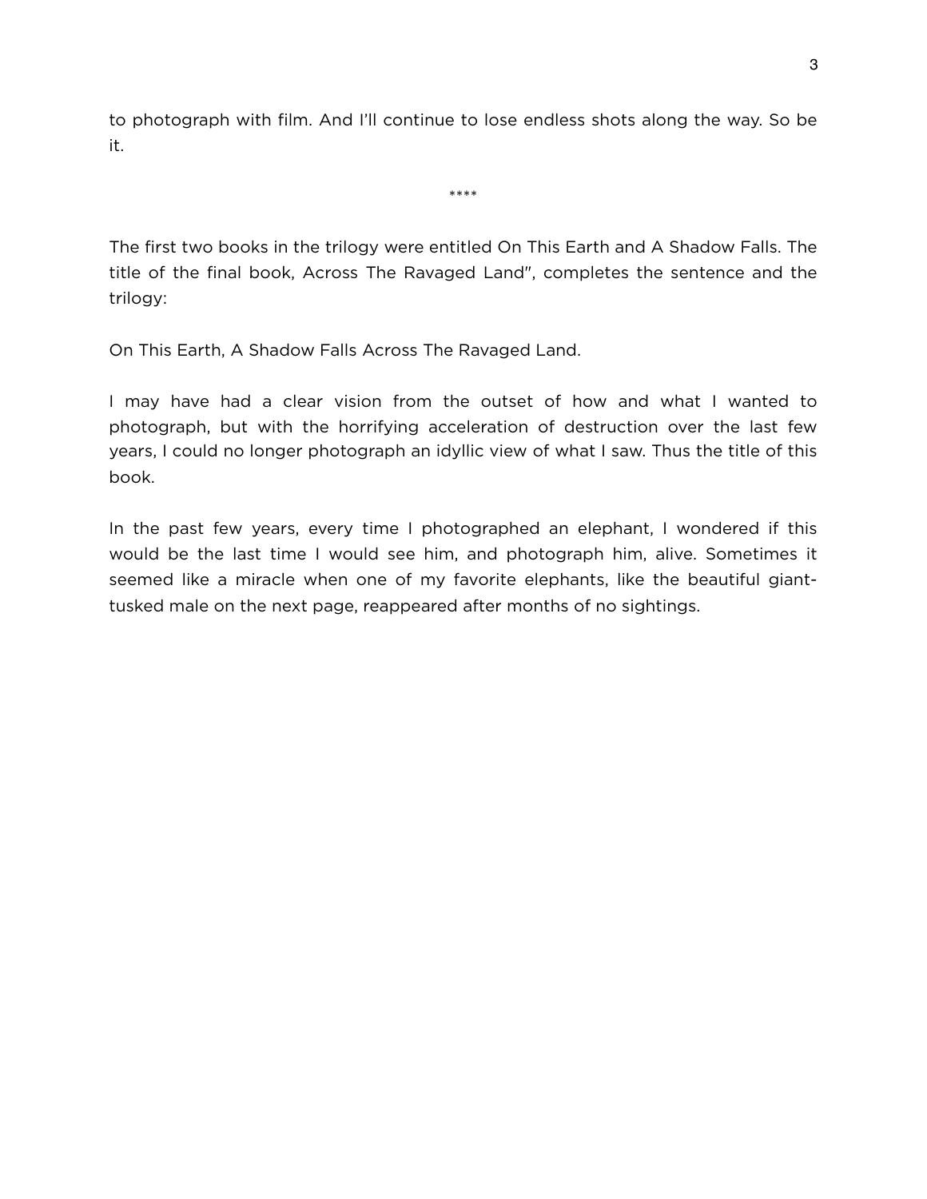to photograph with film. And I’ll continue to lose endless shots along the way. So be it.

****

The first two books in the trilogy were entitled On This Earth and A Shadow Falls. The title of the final book, Across The Ravaged Land", completes the sentence and the trilogy:

On This Earth, A Shadow Falls Across The Ravaged Land.

I may have had a clear vision from the outset of how and what I wanted to photograph, but with the horrifying acceleration of destruction over the last few years, I could no longer photograph an idyllic view of what I saw. Thus the title of this book.

In the past few years, every time I photographed an elephant, I wondered if this would be the last time I would see him, and photograph him, alive. Sometimes it seemed like a miracle when one of my favorite elephants, like the beautiful giant-tusked male on the next page, reappeared after months of no sightings.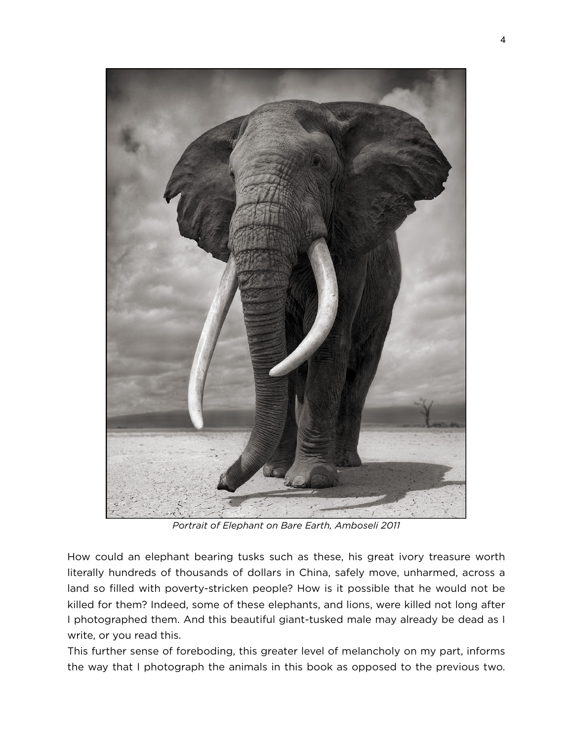*Portrait of Elephant on Bare Earth, Amboseli 2011*

How could an elephant bearing tusks such as these, his great ivory treasure worth literally hundreds of thousands of dollars in China, safely move, unharmed, across a land so filled with poverty-stricken people? How is it possible that he would not be killed for them? Indeed, some of these elephants, and lions, were killed not long after I photographed them. And this beautiful giant-tusked male may already be dead as I write, or you read this.

This further sense of foreboding, this greater level of melancholy on my part, informs the way that I photograph the animals in this book as opposed to the previous two.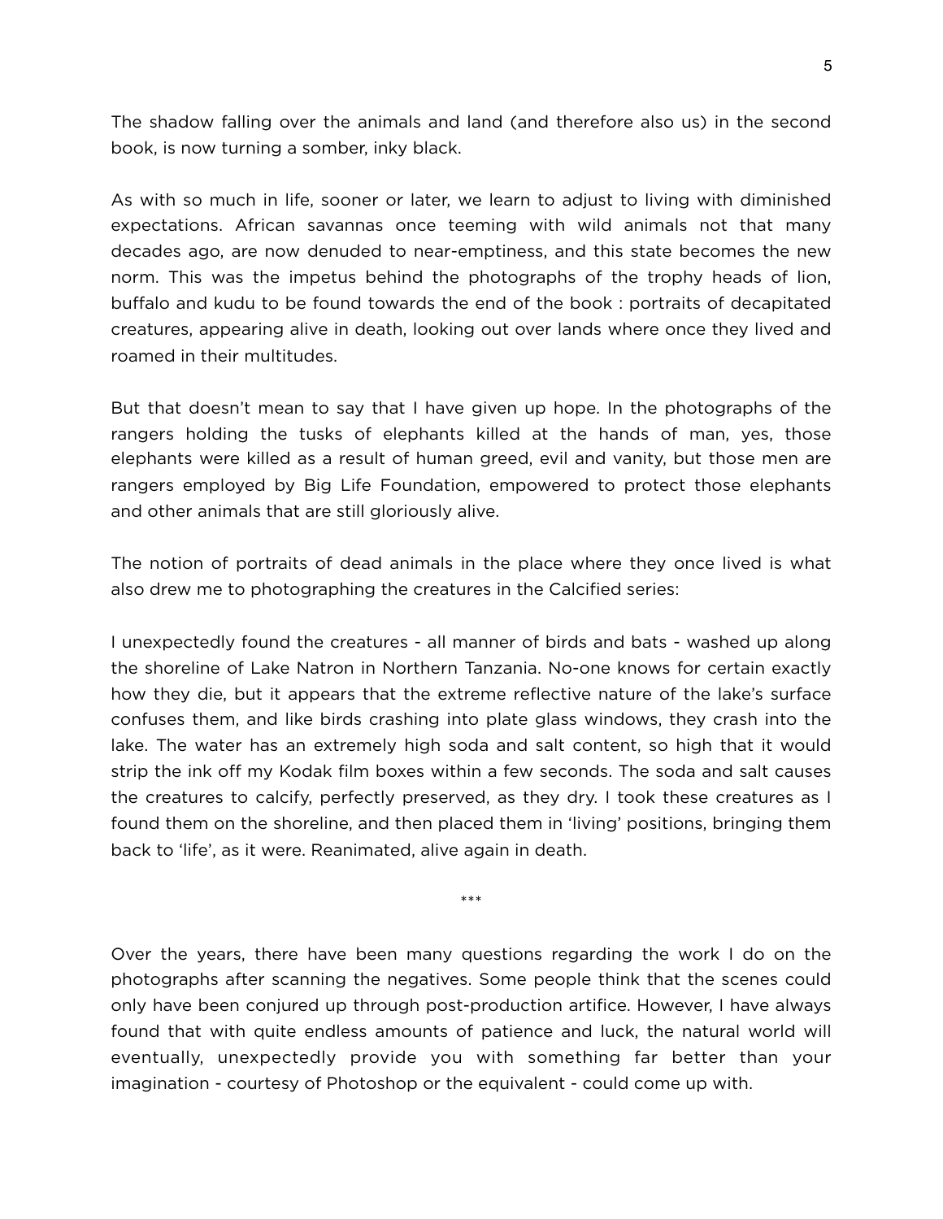The shadow falling over the animals and land (and therefore also us) in the second book, is now turning a somber, inky black.

As with so much in life, sooner or later, we learn to adjust to living with diminished expectations. African savannas once teeming with wild animals not that many decades ago, are now denuded to near-emptiness, and this state becomes the new norm. This was the impetus behind the photographs of the trophy heads of lion, buffalo and kudu to be found towards the end of the book : portraits of decapitated creatures, appearing alive in death, looking out over lands where once they lived and roamed in their multitudes.

But that doesn't mean to say that I have given up hope. In the photographs of the rangers holding the tusks of elephants killed at the hands of man, yes, those elephants were killed as a result of human greed, evil and vanity, but those men are rangers employed by Big Life Foundation, empowered to protect those elephants and other animals that are still gloriously alive.

The notion of portraits of dead animals in the place where they once lived is what also drew me to photographing the creatures in the Calcified series:

I unexpectedly found the creatures - all manner of birds and bats - washed up along the shoreline of Lake Natron in Northern Tanzania. No-one knows for certain exactly how they die, but it appears that the extreme reflective nature of the lake's surface confuses them, and like birds crashing into plate glass windows, they crash into the lake. The water has an extremely high soda and salt content, so high that it would strip the ink off my Kodak film boxes within a few seconds. The soda and salt causes the creatures to calcify, perfectly preserved, as they dry. I took these creatures as I found them on the shoreline, and then placed them in 'living' positions, bringing them back to 'life', as it were. Reanimated, alive again in death.

***

Over the years, there have been many questions regarding the work I do on the photographs after scanning the negatives. Some people think that the scenes could only have been conjured up through post-production artifice. However, I have always found that with quite endless amounts of patience and luck, the natural world will eventually, unexpectedly provide you with something far better than your imagination - courtesy of Photoshop or the equivalent - could come up with.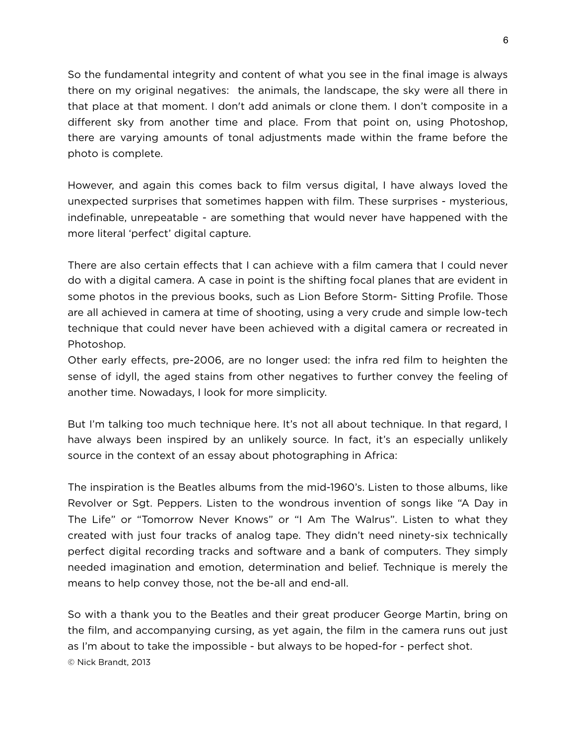So the fundamental integrity and content of what you see in the final image is always there on my original negatives:  the animals, the landscape, the sky were all there in that place at that moment. I don't add animals or clone them. I don’t composite in a different sky from another time and place. From that point on, using Photoshop, there are varying amounts of tonal adjustments made within the frame before the photo is complete.

However, and again this comes back to film versus digital, I have always loved the unexpected surprises that sometimes happen with film. These surprises - mysterious, indefinable, unrepeatable - are something that would never have happened with the more literal ‘perfect’ digital capture.

There are also certain effects that I can achieve with a film camera that I could never do with a digital camera. A case in point is the shifting focal planes that are evident in some photos in the previous books, such as Lion Before Storm- Sitting Profile. Those are all achieved in camera at time of shooting, using a very crude and simple low-tech technique that could never have been achieved with a digital camera or recreated in Photoshop.
Other early effects, pre-2006, are no longer used: the infra red film to heighten the sense of idyll, the aged stains from other negatives to further convey the feeling of another time. Nowadays, I look for more simplicity.

But I’m talking too much technique here. It’s not all about technique. In that regard, I have always been inspired by an unlikely source. In fact, it’s an especially unlikely source in the context of an essay about photographing in Africa:

The inspiration is the Beatles albums from the mid-1960’s. Listen to those albums, like Revolver or Sgt. Peppers. Listen to the wondrous invention of songs like “A Day in The Life” or “Tomorrow Never Knows” or “I Am The Walrus”. Listen to what they created with just four tracks of analog tape. They didn’t need ninety-six technically perfect digital recording tracks and software and a bank of computers. They simply needed imagination and emotion, determination and belief. Technique is merely the means to help convey those, not the be-all and end-all.

So with a thank you to the Beatles and their great producer George Martin, bring on the film, and accompanying cursing, as yet again, the film in the camera runs out just as I’m about to take the impossible - but always to be hoped-for - perfect shot.

© Nick Brandt, 2013